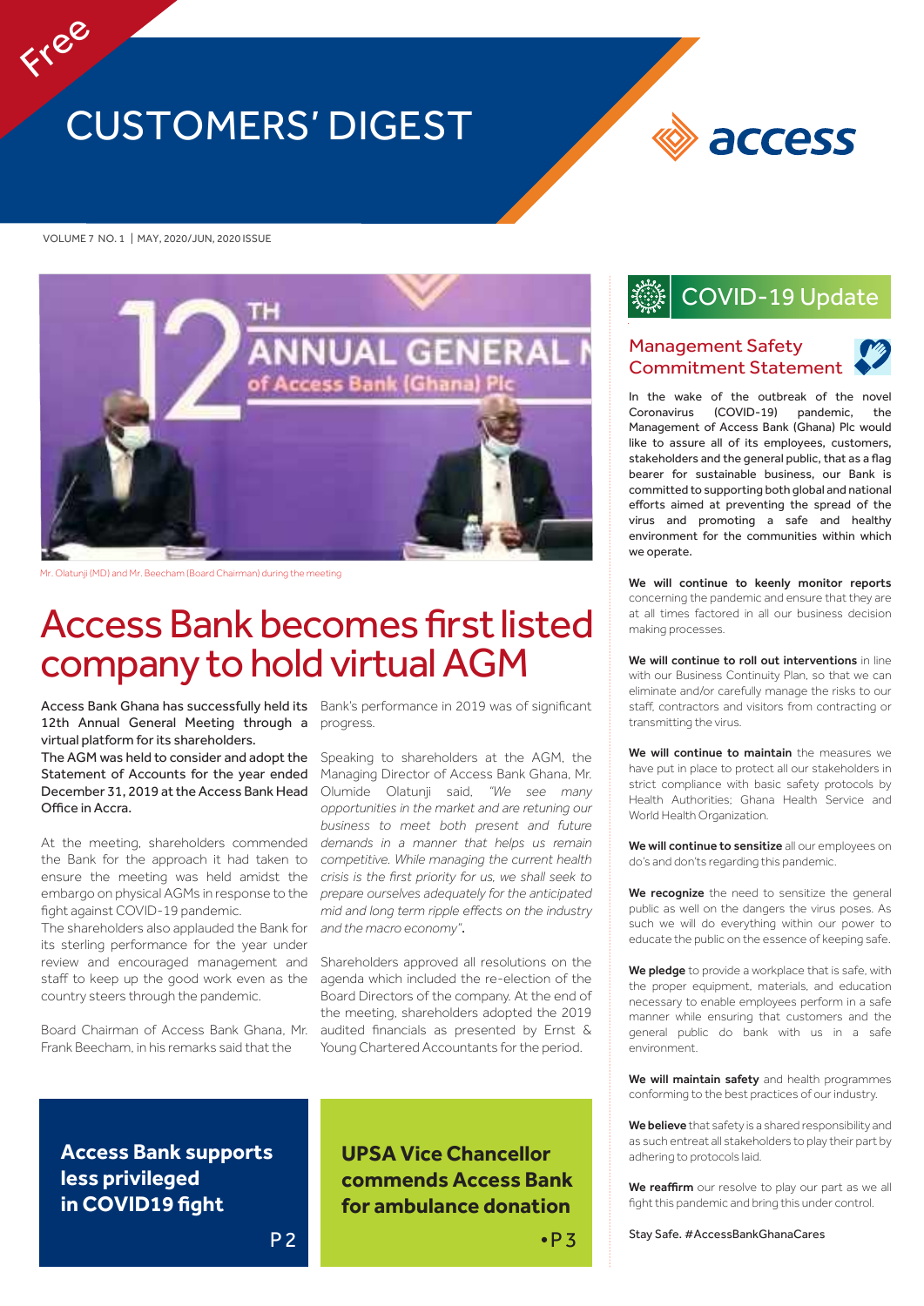Free

# CUSTOMERS' DIGEST

access

VOLUME 7 NO. 1 | MAY, 2020/JUN, 2020 ISSUE

Mr. Olatunji (MD) and Mr. Beecham (Board Chairman) during the meeting

## Access Bank becomes first listed company to hold virtual AGM

Access Bank Ghana has successfully held its 12th Annual General Meeting through a virtual platform for its shareholders.
The AGM was held to consider and adopt the Statement of Accounts for the year ended December 31, 2019 at the Access Bank Head Office in Accra.

At the meeting, shareholders commended the Bank for the approach it had taken to ensure the meeting was held amidst the embargo on physical AGMs in response to the fight against COVID-19 pandemic.
The shareholders also applauded the Bank for its sterling performance for the year under review and encouraged management and staff to keep up the good work even as the country steers through the pandemic.

Board Chairman of Access Bank Ghana, Mr. Frank Beecham, in his remarks said that the Bank's performance in 2019 was of significant progress.

Speaking to shareholders at the AGM, the Managing Director of Access Bank Ghana, Mr. Olumide Olatunji said, *"We see many opportunities in the market and are retuning our business to meet both present and future demands in a manner that helps us remain competitive. While managing the current health crisis is the first priority for us, we shall seek to prepare ourselves adequately for the anticipated mid and long term ripple effects on the industry and the macro economy"*.

Shareholders approved all resolutions on the agenda which included the re-election of the Board Directors of the company. At the end of the meeting, shareholders adopted the 2019 audited financials as presented by Ernst & Young Chartered Accountants for the period.

**Access Bank supports less privileged in COVID19 fight**

P2

**UPSA Vice Chancellor commends Access Bank for ambulance donation**

•P3

## COVID-19 Update

### Management Safety Commitment Statement

In the wake of the outbreak of the novel Coronavirus (COVID-19) pandemic, the Management of Access Bank (Ghana) Plc would like to assure all of its employees, customers, stakeholders and the general public, that as a flag bearer for sustainable business, our Bank is committed to supporting both global and national efforts aimed at preventing the spread of the virus and promoting a safe and healthy environment for the communities within which we operate.

**We will continue to keenly monitor reports** concerning the pandemic and ensure that they are at all times factored in all our business decision making processes.

**We will continue to roll out interventions** in line with our Business Continuity Plan, so that we can eliminate and/or carefully manage the risks to our staff, contractors and visitors from contracting or transmitting the virus.

**We will continue to maintain** the measures we have put in place to protect all our stakeholders in strict compliance with basic safety protocols by Health Authorities; Ghana Health Service and World Health Organization.

**We will continue to sensitize** all our employees on do's and don'ts regarding this pandemic.

**We recognize** the need to sensitize the general public as well on the dangers the virus poses. As such we will do everything within our power to educate the public on the essence of keeping safe.

**We pledge** to provide a workplace that is safe, with the proper equipment, materials, and education necessary to enable employees perform in a safe manner while ensuring that customers and the general public do bank with us in a safe environment.

**We will maintain safety** and health programmes conforming to the best practices of our industry.

**We believe** that safety is a shared responsibility and as such entreat all stakeholders to play their part by adhering to protocols laid.

**We reaffirm** our resolve to play our part as we all fight this pandemic and bring this under control.

Stay Safe. #AccessBankGhanaCares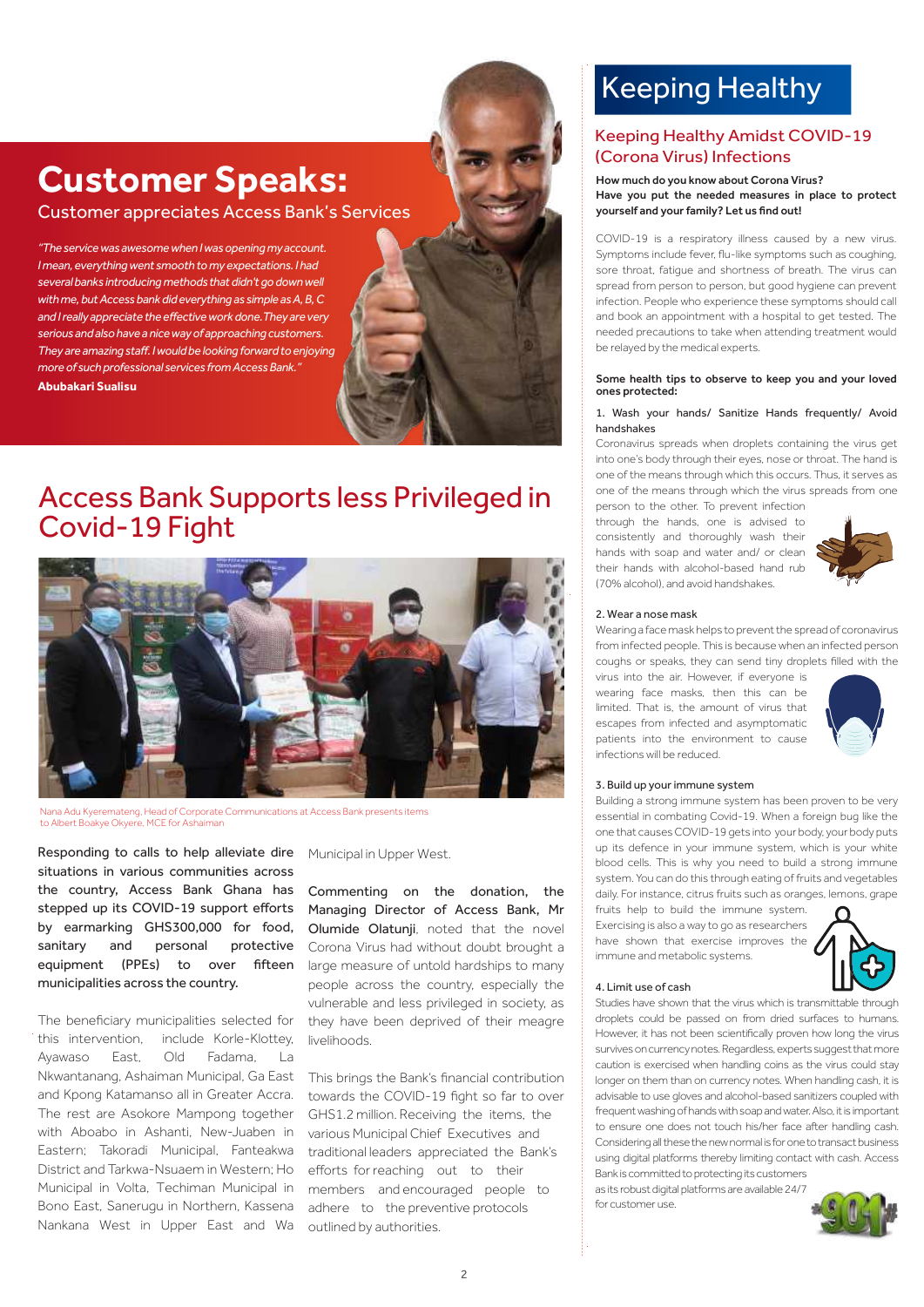# Customer Speaks:

## Customer appreciates Access Bank's Services

*"The service was awesome when I was opening my account. I mean, everything went smooth to my expectations. I had several banks introducing methods that didn't go down well with me, but Access bank did everything as simple as A, B, C and I really appreciate the effective work done. They are very serious and also have a nice way of approaching customers. They are amazing staff. I would be looking forward to enjoying more of such professional services from Access Bank."*

**Abubakari Sualisu**

# Access Bank Supports less Privileged in Covid-19 Fight

Nana Adu Kyeremateng, Head of Corporate Communications at Access Bank presents items to Albert Boakye Okyere, MCE for Ashaiman

**Responding to calls to help alleviate dire situations in various communities across the country, Access Bank Ghana has stepped up its COVID-19 support efforts by earmarking GHS300,000 for food, sanitary and personal protective equipment (PPEs) to over fifteen municipalities across the country.**

The beneficiary municipalities selected for this intervention, include Korle-Klottey, Ayawaso East, Old Fadama, La Nkwantanang, Ashaiman Municipal, Ga East and Kpong Katamanso all in Greater Accra. The rest are Asokore Mampong together with Aboabo in Ashanti, New-Juaben in Eastern; Takoradi Municipal, Fanteakwa District and Tarkwa-Nsuaem in Western; Ho Municipal in Volta, Techiman Municipal in Bono East, Sanerugu in Northern, Kassena Nankana West in Upper East and Wa Municipal in Upper West.

Commenting on the donation, the Managing Director of Access Bank, Mr Olumide Olatunji, noted that the novel Corona Virus had without doubt brought a large measure of untold hardships to many people across the country, especially the vulnerable and less privileged in society, as they have been deprived of their meagre livelihoods.

This brings the Bank's financial contribution towards the COVID-19 fight so far to over GHS1.2 million. Receiving the items, the various Municipal Chief Executives and traditional leaders appreciated the Bank's efforts for reaching out to their members and encouraged people to adhere to the preventive protocols outlined by authorities.

# Keeping Healthy

## Keeping Healthy Amidst COVID-19 (Corona Virus) Infections

**How much do you know about Corona Virus?**
**Have you put the needed measures in place to protect yourself and your family? Let us find out!**

COVID-19 is a respiratory illness caused by a new virus. Symptoms include fever, flu-like symptoms such as coughing, sore throat, fatigue and shortness of breath. The virus can spread from person to person, but good hygiene can prevent infection. People who experience these symptoms should call and book an appointment with a hospital to get tested. The needed precautions to take when attending treatment would be relayed by the medical experts.

**Some health tips to observe to keep you and your loved ones protected:**

1. Wash your hands/ Sanitize Hands frequently/ Avoid handshakes

Coronavirus spreads when droplets containing the virus get into one's body through their eyes, nose or throat. The hand is one of the means through which this occurs. Thus, it serves as one of the means through which the virus spreads from one person to the other. To prevent infection through the hands, one is advised to consistently and thoroughly wash their hands with soap and water and/ or clean their hands with alcohol-based hand rub (70% alcohol), and avoid handshakes.

2. Wear a nose mask

Wearing a face mask helps to prevent the spread of coronavirus from infected people. This is because when an infected person coughs or speaks, they can send tiny droplets filled with the virus into the air. However, if everyone is wearing face masks, then this can be limited. That is, the amount of virus that escapes from infected and asymptomatic patients into the environment to cause infections will be reduced.

3. Build up your immune system

Building a strong immune system has been proven to be very essential in combating Covid-19. When a foreign bug like the one that causes COVID-19 gets into your body, your body puts up its defence in your immune system, which is your white blood cells. This is why you need to build a strong immune system. You can do this through eating of fruits and vegetables daily. For instance, citrus fruits such as oranges, lemons, grape fruits help to build the immune system. Exercising is also a way to go as researchers have shown that exercise improves the immune and metabolic systems.

4. Limit use of cash

Studies have shown that the virus which is transmittable through droplets could be passed on from dried surfaces to humans. However, it has not been scientifically proven how long the virus survives on currency notes. Regardless, experts suggest that more caution is exercised when handling coins as the virus could stay longer on them than on currency notes. When handling cash, it is advisable to use gloves and alcohol-based sanitizers coupled with frequent washing of hands with soap and water. Also, it is important to ensure one does not touch his/her face after handling cash. Considering all these the new normal is for one to transact business using digital platforms thereby limiting contact with cash. Access Bank is committed to protecting its customers as its robust digital platforms are available 24/7 for customer use.

*901#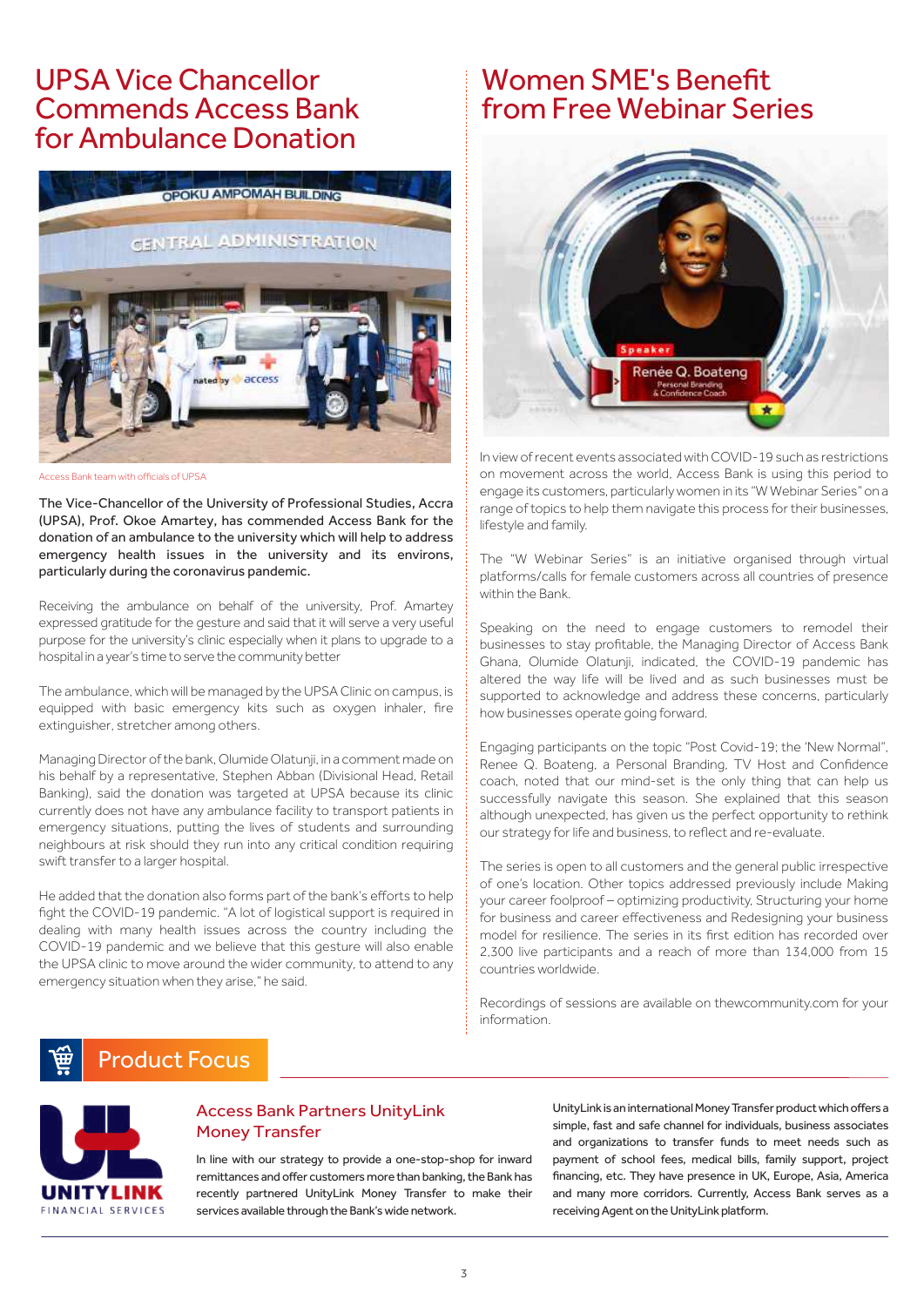# UPSA Vice Chancellor Commends Access Bank for Ambulance Donation

Access Bank team with officials of UPSA

**The Vice-Chancellor of the University of Professional Studies, Accra (UPSA), Prof. Okoe Amartey, has commended Access Bank for the donation of an ambulance to the university which will help to address emergency health issues in the university and its environs, particularly during the coronavirus pandemic.**

Receiving the ambulance on behalf of the university, Prof. Amartey expressed gratitude for the gesture and said that it will serve a very useful purpose for the university's clinic especially when it plans to upgrade to a hospital in a year's time to serve the community better

The ambulance, which will be managed by the UPSA Clinic on campus, is equipped with basic emergency kits such as oxygen inhaler, fire extinguisher, stretcher among others.

Managing Director of the bank, Olumide Olatunji, in a comment made on his behalf by a representative, Stephen Abban (Divisional Head, Retail Banking), said the donation was targeted at UPSA because its clinic currently does not have any ambulance facility to transport patients in emergency situations, putting the lives of students and surrounding neighbours at risk should they run into any critical condition requiring swift transfer to a larger hospital.

He added that the donation also forms part of the bank's efforts to help fight the COVID-19 pandemic. "A lot of logistical support is required in dealing with many health issues across the country including the COVID-19 pandemic and we believe that this gesture will also enable the UPSA clinic to move around the wider community, to attend to any emergency situation when they arise," he said.

# Women SME's Benefit from Free Webinar Series

In view of recent events associated with COVID-19 such as restrictions on movement across the world, Access Bank is using this period to engage its customers, particularly women in its "W Webinar Series" on a range of topics to help them navigate this process for their businesses, lifestyle and family.

The "W Webinar Series" is an initiative organised through virtual platforms/calls for female customers across all countries of presence within the Bank.

Speaking on the need to engage customers to remodel their businesses to stay profitable, the Managing Director of Access Bank Ghana, Olumide Olatunji, indicated, the COVID-19 pandemic has altered the way life will be lived and as such businesses must be supported to acknowledge and address these concerns, particularly how businesses operate going forward.

Engaging participants on the topic "Post Covid-19; the 'New Normal", Renee Q. Boateng, a Personal Branding, TV Host and Confidence coach, noted that our mind-set is the only thing that can help us successfully navigate this season. She explained that this season although unexpected, has given us the perfect opportunity to rethink our strategy for life and business, to reflect and re-evaluate.

The series is open to all customers and the general public irrespective of one's location. Other topics addressed previously include Making your career foolproof – optimizing productivity, Structuring your home for business and career effectiveness and Redesigning your business model for resilience. The series in its first edition has recorded over 2,300 live participants and a reach of more than 134,000 from 15 countries worldwide.

Recordings of sessions are available on thewcommunity.com for your information.

## Product Focus

### Access Bank Partners UnityLink Money Transfer

In line with our strategy to provide a one-stop-shop for inward remittances and offer customers more than banking, the Bank has recently partnered UnityLink Money Transfer to make their services available through the Bank's wide network.

UnityLink is an international Money Transfer product which offers a simple, fast and safe channel for individuals, business associates and organizations to transfer funds to meet needs such as payment of school fees, medical bills, family support, project financing, etc. They have presence in UK, Europe, Asia, America and many more corridors. Currently, Access Bank serves as a receiving Agent on the UnityLink platform.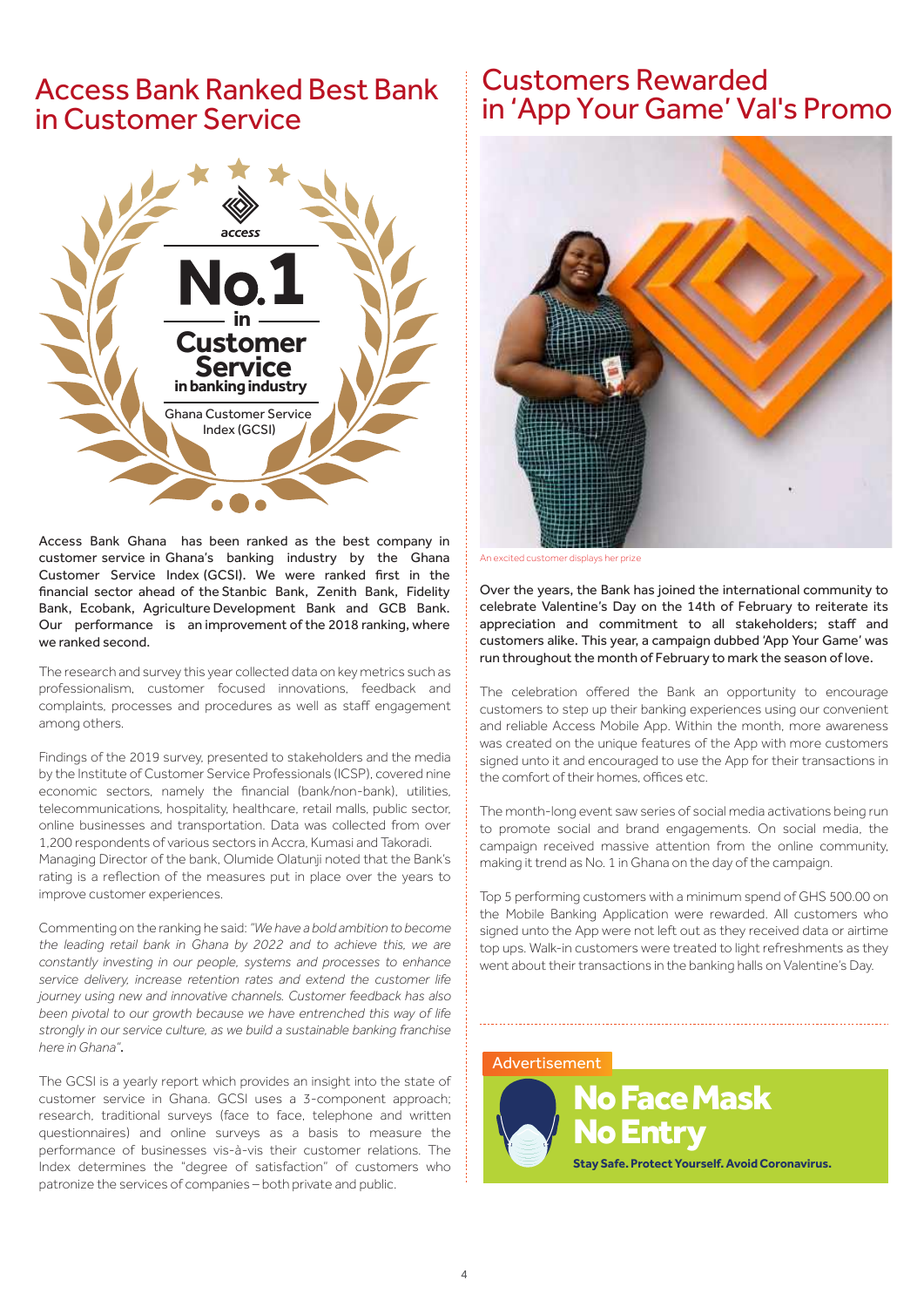## Access Bank Ranked Best Bank in Customer Service

access

No.1 in Customer Service in banking industry

Ghana Customer Service Index (GCSI)

Access Bank Ghana has been ranked as the best company in customer service in Ghana's banking industry by the Ghana Customer Service Index (GCSI). We were ranked first in the financial sector ahead of the Stanbic Bank, Zenith Bank, Fidelity Bank, Ecobank, Agriculture Development Bank and GCB Bank. Our performance is an improvement of the 2018 ranking, where we ranked second.

The research and survey this year collected data on key metrics such as professionalism, customer focused innovations, feedback and complaints, processes and procedures as well as staff engagement among others.

Findings of the 2019 survey, presented to stakeholders and the media by the Institute of Customer Service Professionals (ICSP), covered nine economic sectors, namely the financial (bank/non-bank), utilities, telecommunications, hospitality, healthcare, retail malls, public sector, online businesses and transportation. Data was collected from over 1,200 respondents of various sectors in Accra, Kumasi and Takoradi.
Managing Director of the bank, Olumide Olatunji noted that the Bank's rating is a reflection of the measures put in place over the years to improve customer experiences.

Commenting on the ranking he said: *"We have a bold ambition to become the leading retail bank in Ghana by 2022 and to achieve this, we are constantly investing in our people, systems and processes to enhance service delivery, increase retention rates and extend the customer life journey using new and innovative channels. Customer feedback has also been pivotal to our growth because we have entrenched this way of life strongly in our service culture, as we build a sustainable banking franchise here in Ghana"*.

The GCSI is a yearly report which provides an insight into the state of customer service in Ghana. GCSI uses a 3-component approach; research, traditional surveys (face to face, telephone and written questionnaires) and online surveys as a basis to measure the performance of businesses vis-à-vis their customer relations. The Index determines the "degree of satisfaction" of customers who patronize the services of companies – both private and public.

## Customers Rewarded in 'App Your Game' Val's Promo

An excited customer displays her prize

Over the years, the Bank has joined the international community to celebrate Valentine's Day on the 14th of February to reiterate its appreciation and commitment to all stakeholders; staff and customers alike. This year, a campaign dubbed 'App Your Game' was run throughout the month of February to mark the season of love.

The celebration offered the Bank an opportunity to encourage customers to step up their banking experiences using our convenient and reliable Access Mobile App. Within the month, more awareness was created on the unique features of the App with more customers signed unto it and encouraged to use the App for their transactions in the comfort of their homes, offices etc.

The month-long event saw series of social media activations being run to promote social and brand engagements. On social media, the campaign received massive attention from the online community, making it trend as No. 1 in Ghana on the day of the campaign.

Top 5 performing customers with a minimum spend of GHS 500.00 on the Mobile Banking Application were rewarded. All customers who signed unto the App were not left out as they received data or airtime top ups. Walk-in customers were treated to light refreshments as they went about their transactions in the banking halls on Valentine's Day.

Advertisement

**No Face Mask No Entry**

**Stay Safe. Protect Yourself. Avoid Coronavirus.**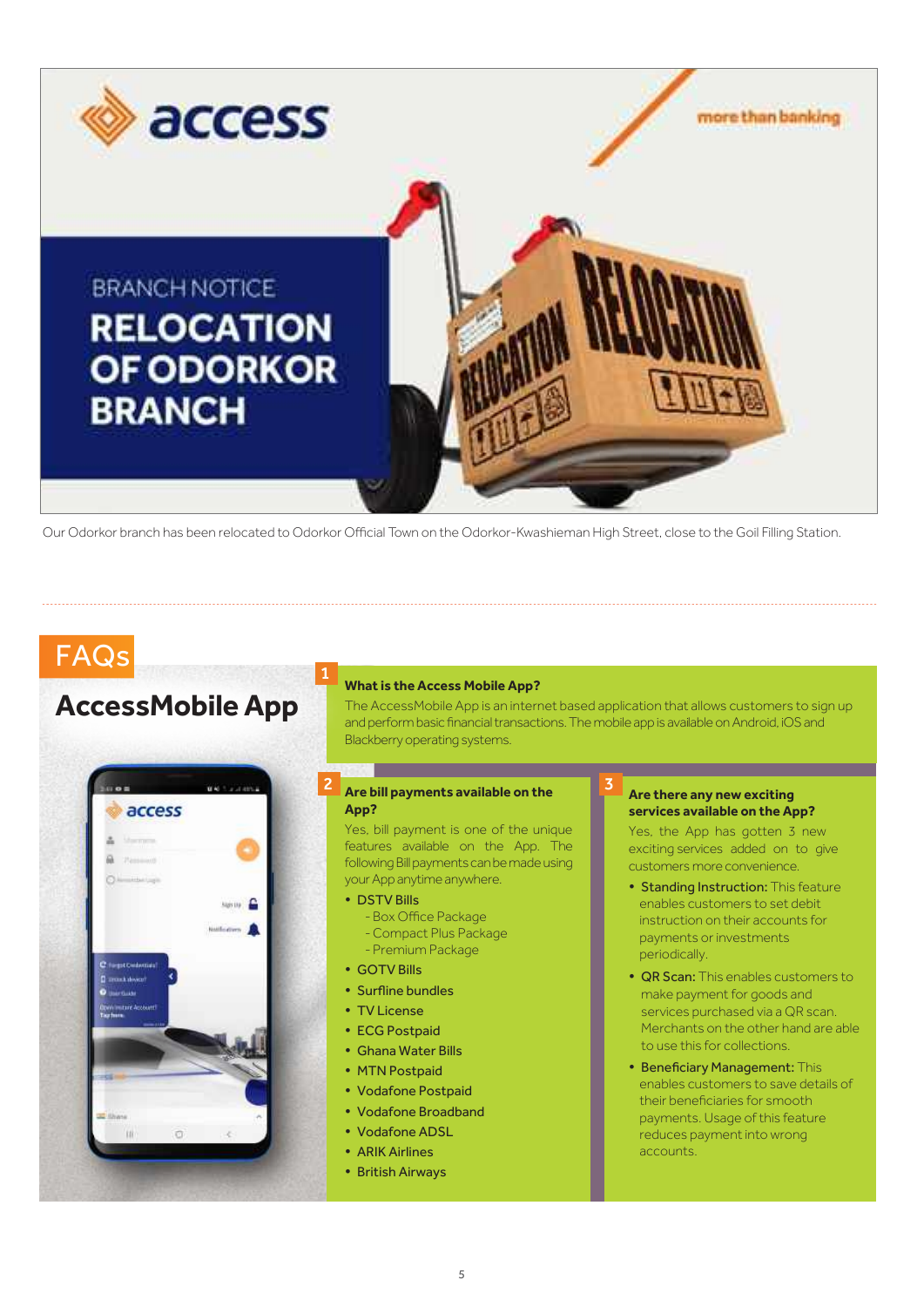# BRANCH NOTICE

## RELOCATION OF ODORKOR BRANCH

Our Odorkor branch has been relocated to Odorkor Official Town on the Odorkor-Kwashieman High Street, close to the Goil Filling Station.

# FAQs

## AccessMobile App

### 1 What is the Access Mobile App?

The AccessMobile App is an internet based application that allows customers to sign up and perform basic financial transactions. The mobile app is available on Android, iOS and Blackberry operating systems.

### 2 Are bill payments available on the App?

Yes, bill payment is one of the unique features available on the App. The following Bill payments can be made using your App anytime anywhere.

- DSTV Bills
  - Box Office Package
  - Compact Plus Package
  - Premium Package
- GOTV Bills
- Surfline bundles
- TV License
- ECG Postpaid
- Ghana Water Bills
- MTN Postpaid
- Vodafone Postpaid
- Vodafone Broadband
- Vodafone ADSL
- ARIK Airlines
- British Airways

### 3 Are there any new exciting services available on the App?

Yes, the App has gotten 3 new exciting services added on to give customers more convenience.

- **Standing Instruction:** This feature enables customers to set debit instruction on their accounts for payments or investments periodically.
- **QR Scan:** This enables customers to make payment for goods and services purchased via a QR scan. Merchants on the other hand are able to use this for collections.
- **Beneficiary Management:** This enables customers to save details of their beneficiaries for smooth payments. Usage of this feature reduces payment into wrong accounts.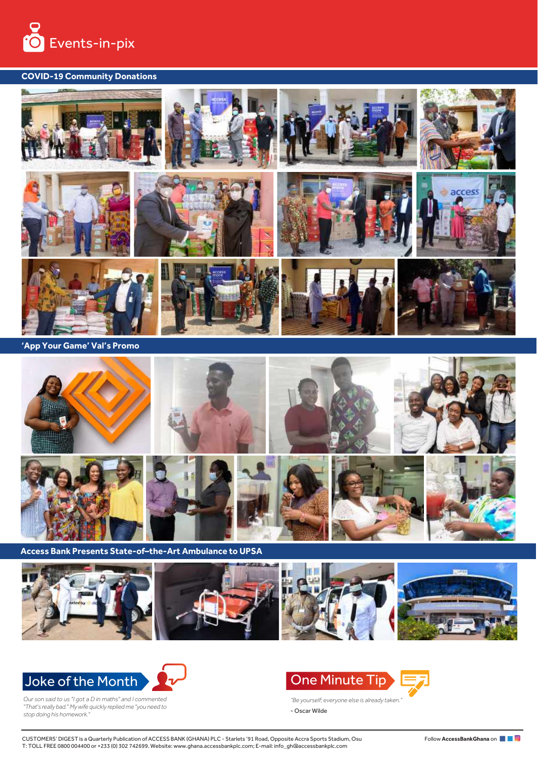# Events-in-pix

## COVID-19 Community Donations

## 'App Your Game' Val's Promo

## Access Bank Presents State-of-the-Art Ambulance to UPSA

## Joke of the Month

*Our son said to us "I got a D in maths" and I commented "That's really bad." My wife quickly replied me "you need to stop doing his homework."*

## One Minute Tip

*"Be yourself; everyone else is already taken."*

- Oscar Wilde

CUSTOMERS' DIGEST is a Quarterly Publication of ACCESS BANK (GHANA) PLC - Starlets '91 Road, Opposite Accra Sports Stadium, Osu
T: TOLL FREE 0800 004400 or +233 (0) 302 742699. Website: www.ghana.accessbankplc.com; E-mail: info_gh@accessbankplc.com

Follow **AccessBankGhana** on